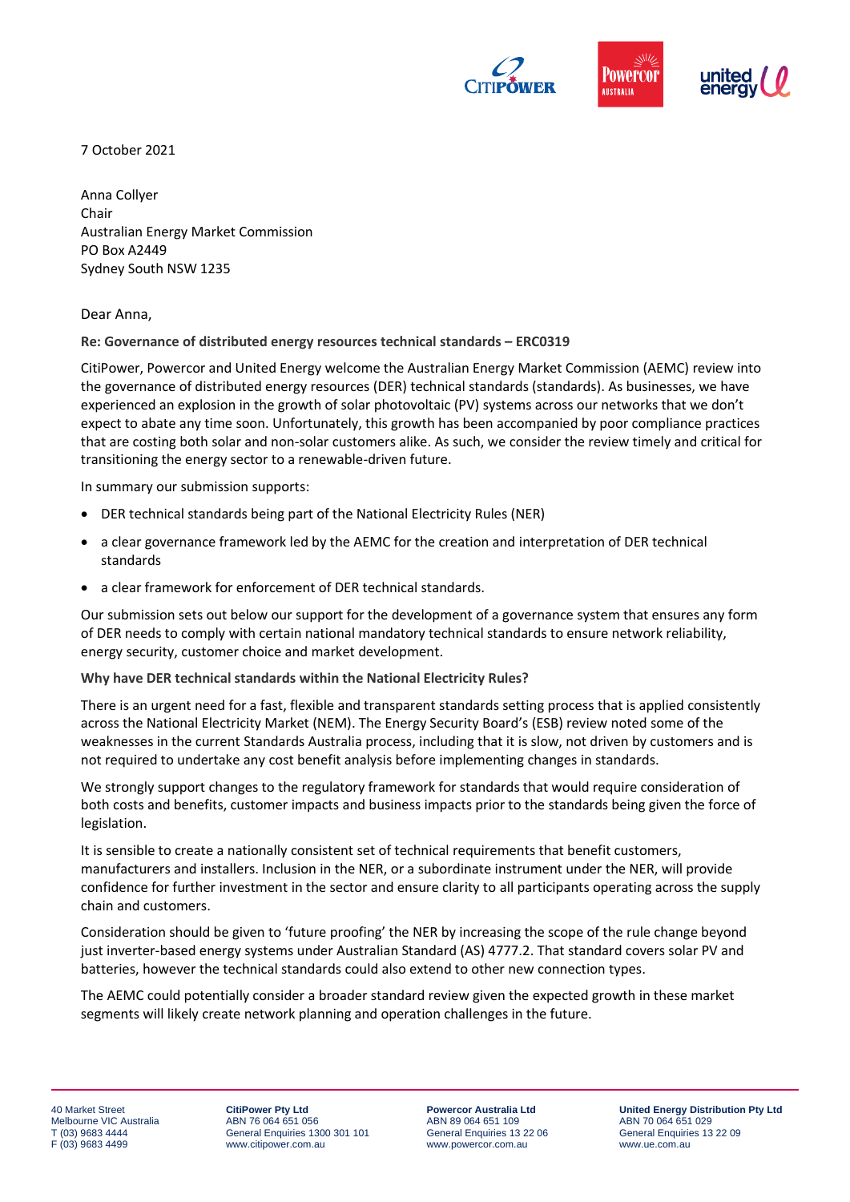7 October 2021

Anna Collyer
Chair
Australian Energy Market Commission
PO Box A2449
Sydney South NSW 1235

Dear Anna,

**Re: Governance of distributed energy resources technical standards – ERC0319**

CitiPower, Powercor and United Energy welcome the Australian Energy Market Commission (AEMC) review into the governance of distributed energy resources (DER) technical standards (standards). As businesses, we have experienced an explosion in the growth of solar photovoltaic (PV) systems across our networks that we don't expect to abate any time soon. Unfortunately, this growth has been accompanied by poor compliance practices that are costing both solar and non-solar customers alike. As such, we consider the review timely and critical for transitioning the energy sector to a renewable-driven future.

In summary our submission supports:

- DER technical standards being part of the National Electricity Rules (NER)
- a clear governance framework led by the AEMC for the creation and interpretation of DER technical standards
- a clear framework for enforcement of DER technical standards.

Our submission sets out below our support for the development of a governance system that ensures any form of DER needs to comply with certain national mandatory technical standards to ensure network reliability, energy security, customer choice and market development.

**Why have DER technical standards within the National Electricity Rules?**

There is an urgent need for a fast, flexible and transparent standards setting process that is applied consistently across the National Electricity Market (NEM). The Energy Security Board's (ESB) review noted some of the weaknesses in the current Standards Australia process, including that it is slow, not driven by customers and is not required to undertake any cost benefit analysis before implementing changes in standards.

We strongly support changes to the regulatory framework for standards that would require consideration of both costs and benefits, customer impacts and business impacts prior to the standards being given the force of legislation.

It is sensible to create a nationally consistent set of technical requirements that benefit customers, manufacturers and installers. Inclusion in the NER, or a subordinate instrument under the NER, will provide confidence for further investment in the sector and ensure clarity to all participants operating across the supply chain and customers.

Consideration should be given to 'future proofing' the NER by increasing the scope of the rule change beyond just inverter-based energy systems under Australian Standard (AS) 4777.2. That standard covers solar PV and batteries, however the technical standards could also extend to other new connection types.

The AEMC could potentially consider a broader standard review given the expected growth in these market segments will likely create network planning and operation challenges in the future.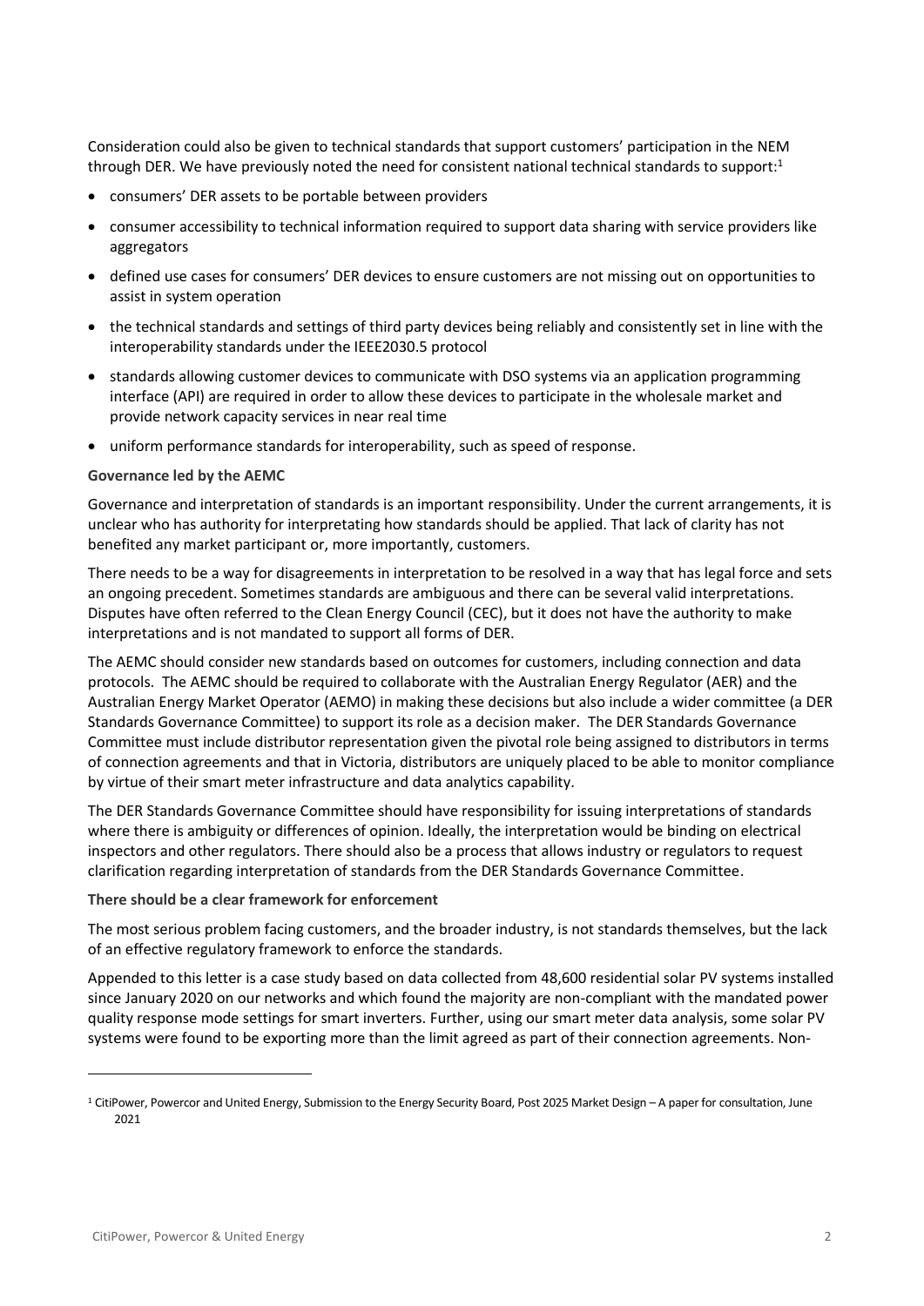Consideration could also be given to technical standards that support customers' participation in the NEM through DER. We have previously noted the need for consistent national technical standards to support:[1]

- consumers' DER assets to be portable between providers
- consumer accessibility to technical information required to support data sharing with service providers like aggregators
- defined use cases for consumers' DER devices to ensure customers are not missing out on opportunities to assist in system operation
- the technical standards and settings of third party devices being reliably and consistently set in line with the interoperability standards under the IEEE2030.5 protocol
- standards allowing customer devices to communicate with DSO systems via an application programming interface (API) are required in order to allow these devices to participate in the wholesale market and provide network capacity services in near real time
- uniform performance standards for interoperability, such as speed of response.

**Governance led by the AEMC**

Governance and interpretation of standards is an important responsibility. Under the current arrangements, it is unclear who has authority for interpretating how standards should be applied. That lack of clarity has not benefited any market participant or, more importantly, customers.

There needs to be a way for disagreements in interpretation to be resolved in a way that has legal force and sets an ongoing precedent. Sometimes standards are ambiguous and there can be several valid interpretations. Disputes have often referred to the Clean Energy Council (CEC), but it does not have the authority to make interpretations and is not mandated to support all forms of DER.

The AEMC should consider new standards based on outcomes for customers, including connection and data protocols. The AEMC should be required to collaborate with the Australian Energy Regulator (AER) and the Australian Energy Market Operator (AEMO) in making these decisions but also include a wider committee (a DER Standards Governance Committee) to support its role as a decision maker. The DER Standards Governance Committee must include distributor representation given the pivotal role being assigned to distributors in terms of connection agreements and that in Victoria, distributors are uniquely placed to be able to monitor compliance by virtue of their smart meter infrastructure and data analytics capability.

The DER Standards Governance Committee should have responsibility for issuing interpretations of standards where there is ambiguity or differences of opinion. Ideally, the interpretation would be binding on electrical inspectors and other regulators. There should also be a process that allows industry or regulators to request clarification regarding interpretation of standards from the DER Standards Governance Committee.

**There should be a clear framework for enforcement**

The most serious problem facing customers, and the broader industry, is not standards themselves, but the lack of an effective regulatory framework to enforce the standards.

Appended to this letter is a case study based on data collected from 48,600 residential solar PV systems installed since January 2020 on our networks and which found the majority are non-compliant with the mandated power quality response mode settings for smart inverters. Further, using our smart meter data analysis, some solar PV systems were found to be exporting more than the limit agreed as part of their connection agreements. Non-

[1] CitiPower, Powercor and United Energy, Submission to the Energy Security Board, Post 2025 Market Design – A paper for consultation, June 2021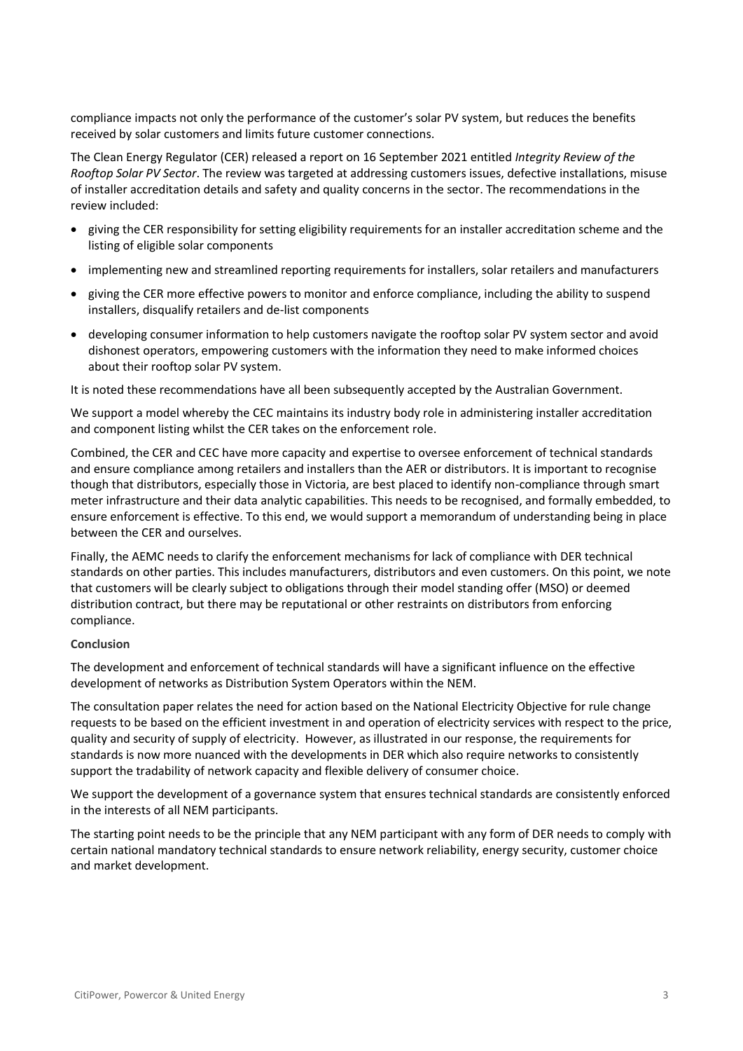compliance impacts not only the performance of the customer's solar PV system, but reduces the benefits received by solar customers and limits future customer connections.

The Clean Energy Regulator (CER) released a report on 16 September 2021 entitled *Integrity Review of the Rooftop Solar PV Sector*. The review was targeted at addressing customers issues, defective installations, misuse of installer accreditation details and safety and quality concerns in the sector. The recommendations in the review included:

- giving the CER responsibility for setting eligibility requirements for an installer accreditation scheme and the listing of eligible solar components
- implementing new and streamlined reporting requirements for installers, solar retailers and manufacturers
- giving the CER more effective powers to monitor and enforce compliance, including the ability to suspend installers, disqualify retailers and de-list components
- developing consumer information to help customers navigate the rooftop solar PV system sector and avoid dishonest operators, empowering customers with the information they need to make informed choices about their rooftop solar PV system.

It is noted these recommendations have all been subsequently accepted by the Australian Government.

We support a model whereby the CEC maintains its industry body role in administering installer accreditation and component listing whilst the CER takes on the enforcement role.

Combined, the CER and CEC have more capacity and expertise to oversee enforcement of technical standards and ensure compliance among retailers and installers than the AER or distributors. It is important to recognise though that distributors, especially those in Victoria, are best placed to identify non-compliance through smart meter infrastructure and their data analytic capabilities. This needs to be recognised, and formally embedded, to ensure enforcement is effective. To this end, we would support a memorandum of understanding being in place between the CER and ourselves.

Finally, the AEMC needs to clarify the enforcement mechanisms for lack of compliance with DER technical standards on other parties. This includes manufacturers, distributors and even customers. On this point, we note that customers will be clearly subject to obligations through their model standing offer (MSO) or deemed distribution contract, but there may be reputational or other restraints on distributors from enforcing compliance.

**Conclusion**

The development and enforcement of technical standards will have a significant influence on the effective development of networks as Distribution System Operators within the NEM.

The consultation paper relates the need for action based on the National Electricity Objective for rule change requests to be based on the efficient investment in and operation of electricity services with respect to the price, quality and security of supply of electricity. However, as illustrated in our response, the requirements for standards is now more nuanced with the developments in DER which also require networks to consistently support the tradability of network capacity and flexible delivery of consumer choice.

We support the development of a governance system that ensures technical standards are consistently enforced in the interests of all NEM participants.

The starting point needs to be the principle that any NEM participant with any form of DER needs to comply with certain national mandatory technical standards to ensure network reliability, energy security, customer choice and market development.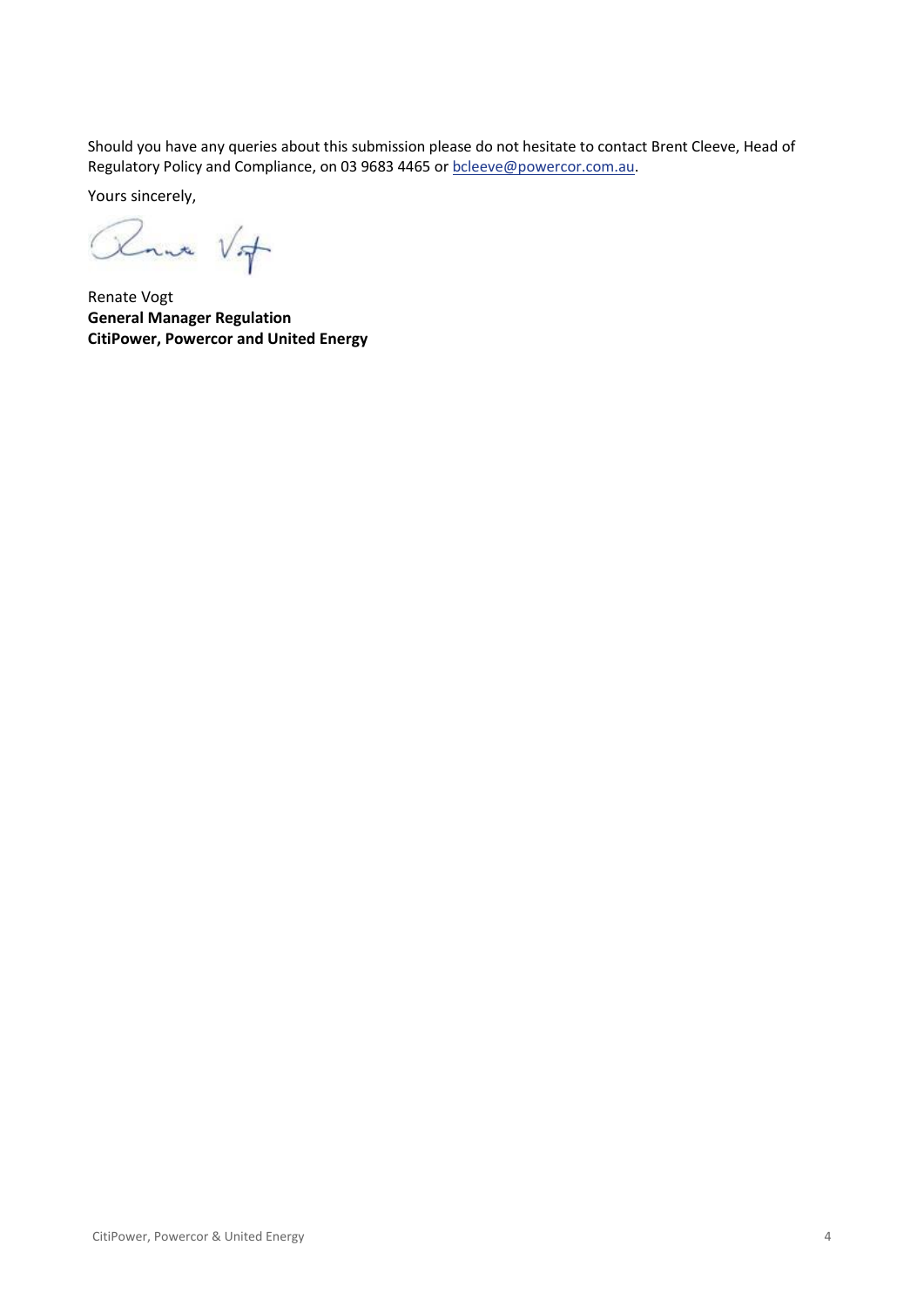Should you have any queries about this submission please do not hesitate to contact Brent Cleeve, Head of Regulatory Policy and Compliance, on 03 9683 4465 or [bcleeve@powercor.com.au](mailto:bcleeve@powercor.com.au).

Yours sincerely,

Renate Vogt
**General Manager Regulation**
**CitiPower, Powercor and United Energy**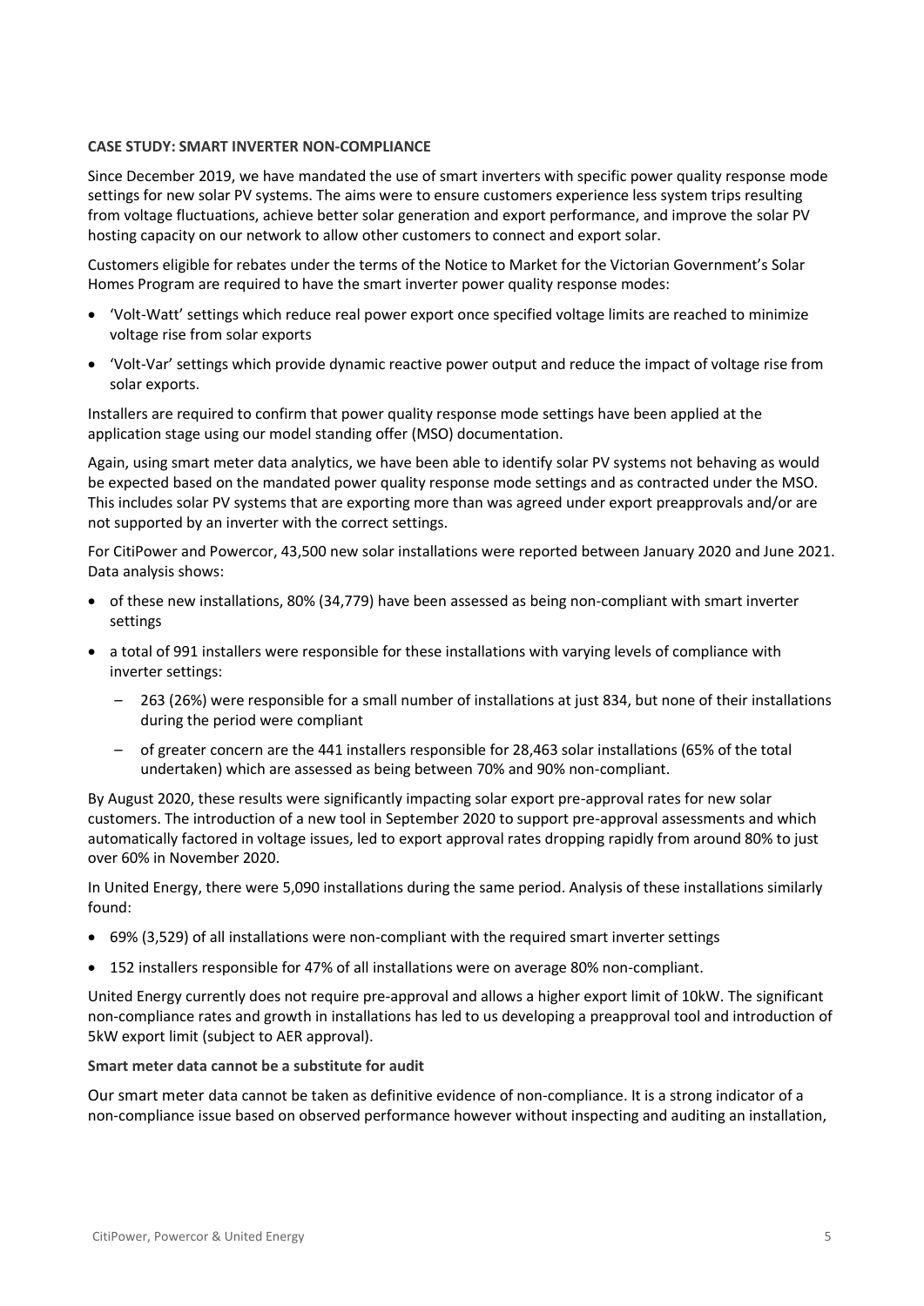**CASE STUDY: SMART INVERTER NON-COMPLIANCE**

Since December 2019, we have mandated the use of smart inverters with specific power quality response mode settings for new solar PV systems. The aims were to ensure customers experience less system trips resulting from voltage fluctuations, achieve better solar generation and export performance, and improve the solar PV hosting capacity on our network to allow other customers to connect and export solar.

Customers eligible for rebates under the terms of the Notice to Market for the Victorian Government's Solar Homes Program are required to have the smart inverter power quality response modes:

- 'Volt-Watt' settings which reduce real power export once specified voltage limits are reached to minimize voltage rise from solar exports
- 'Volt-Var' settings which provide dynamic reactive power output and reduce the impact of voltage rise from solar exports.

Installers are required to confirm that power quality response mode settings have been applied at the application stage using our model standing offer (MSO) documentation.

Again, using smart meter data analytics, we have been able to identify solar PV systems not behaving as would be expected based on the mandated power quality response mode settings and as contracted under the MSO. This includes solar PV systems that are exporting more than was agreed under export preapprovals and/or are not supported by an inverter with the correct settings.

For CitiPower and Powercor, 43,500 new solar installations were reported between January 2020 and June 2021. Data analysis shows:

- of these new installations, 80% (34,779) have been assessed as being non-compliant with smart inverter settings
- a total of 991 installers were responsible for these installations with varying levels of compliance with inverter settings:
  - 263 (26%) were responsible for a small number of installations at just 834, but none of their installations during the period were compliant
  - of greater concern are the 441 installers responsible for 28,463 solar installations (65% of the total undertaken) which are assessed as being between 70% and 90% non-compliant.

By August 2020, these results were significantly impacting solar export pre-approval rates for new solar customers. The introduction of a new tool in September 2020 to support pre-approval assessments and which automatically factored in voltage issues, led to export approval rates dropping rapidly from around 80% to just over 60% in November 2020.

In United Energy, there were 5,090 installations during the same period. Analysis of these installations similarly found:

- 69% (3,529) of all installations were non-compliant with the required smart inverter settings
- 152 installers responsible for 47% of all installations were on average 80% non-compliant.

United Energy currently does not require pre-approval and allows a higher export limit of 10kW. The significant non-compliance rates and growth in installations has led to us developing a preapproval tool and introduction of 5kW export limit (subject to AER approval).

**Smart meter data cannot be a substitute for audit**

Our smart meter data cannot be taken as definitive evidence of non-compliance. It is a strong indicator of a non-compliance issue based on observed performance however without inspecting and auditing an installation,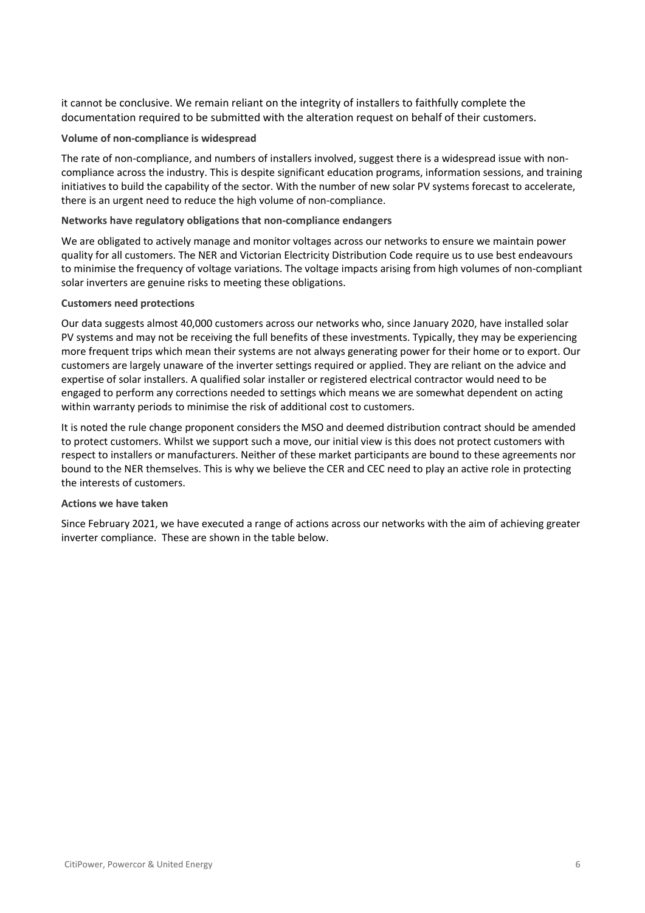it cannot be conclusive. We remain reliant on the integrity of installers to faithfully complete the documentation required to be submitted with the alteration request on behalf of their customers.

**Volume of non-compliance is widespread**

The rate of non-compliance, and numbers of installers involved, suggest there is a widespread issue with non-compliance across the industry. This is despite significant education programs, information sessions, and training initiatives to build the capability of the sector. With the number of new solar PV systems forecast to accelerate, there is an urgent need to reduce the high volume of non-compliance.

**Networks have regulatory obligations that non-compliance endangers**

We are obligated to actively manage and monitor voltages across our networks to ensure we maintain power quality for all customers. The NER and Victorian Electricity Distribution Code require us to use best endeavours to minimise the frequency of voltage variations. The voltage impacts arising from high volumes of non-compliant solar inverters are genuine risks to meeting these obligations.

**Customers need protections**

Our data suggests almost 40,000 customers across our networks who, since January 2020, have installed solar PV systems and may not be receiving the full benefits of these investments. Typically, they may be experiencing more frequent trips which mean their systems are not always generating power for their home or to export. Our customers are largely unaware of the inverter settings required or applied. They are reliant on the advice and expertise of solar installers. A qualified solar installer or registered electrical contractor would need to be engaged to perform any corrections needed to settings which means we are somewhat dependent on acting within warranty periods to minimise the risk of additional cost to customers.

It is noted the rule change proponent considers the MSO and deemed distribution contract should be amended to protect customers. Whilst we support such a move, our initial view is this does not protect customers with respect to installers or manufacturers. Neither of these market participants are bound to these agreements nor bound to the NER themselves. This is why we believe the CER and CEC need to play an active role in protecting the interests of customers.

**Actions we have taken**

Since February 2021, we have executed a range of actions across our networks with the aim of achieving greater inverter compliance. These are shown in the table below.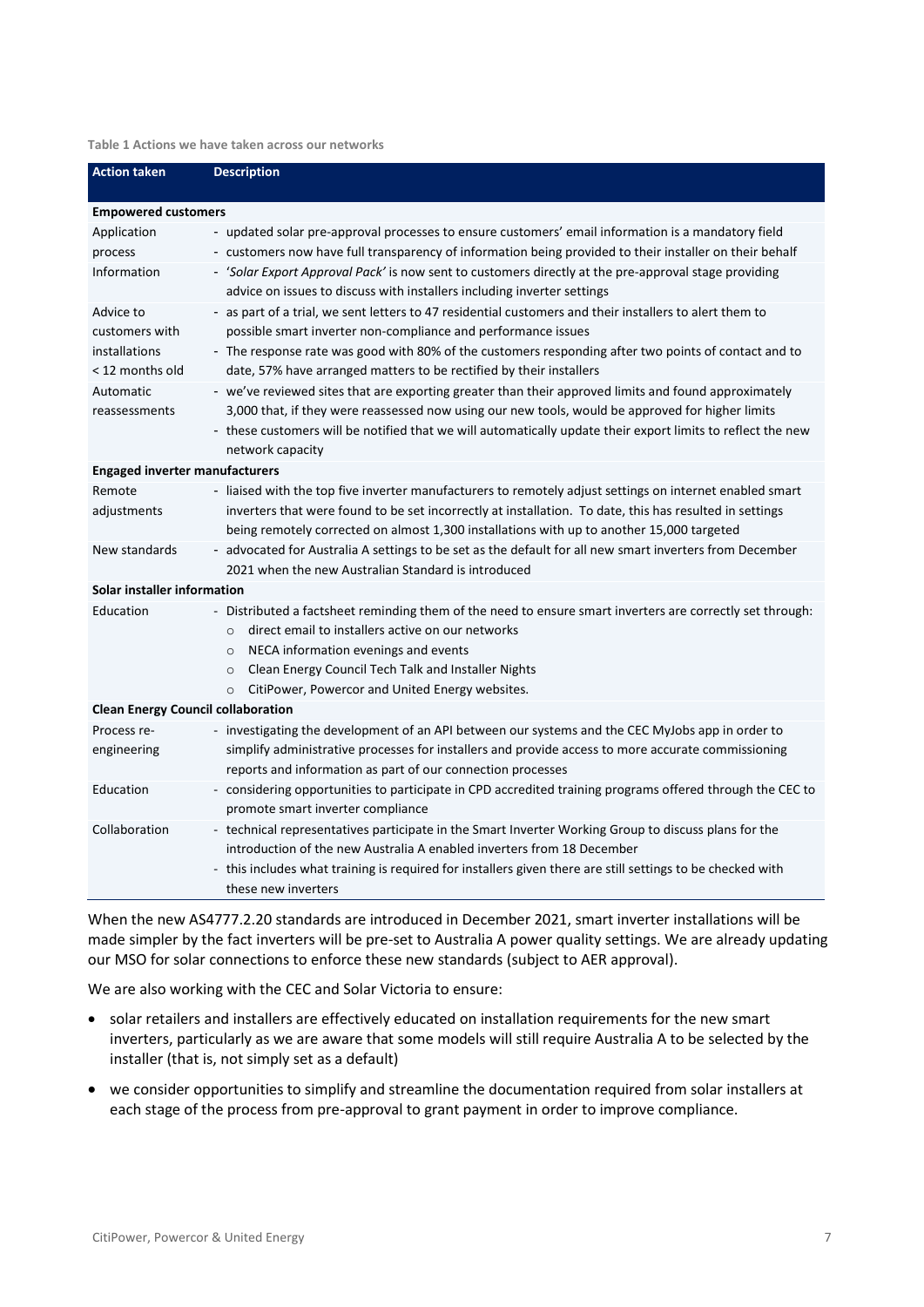Table 1 Actions we have taken across our networks

| Action taken | Description |
|---|---|
| **Empowered customers** | |
| Application process | - updated solar pre-approval processes to ensure customers' email information is a mandatory field<br>- customers now have full transparency of information being provided to their installer on their behalf |
| Information | - *'Solar Export Approval Pack'* is now sent to customers directly at the pre-approval stage providing advice on issues to discuss with installers including inverter settings |
| Advice to customers with installations < 12 months old | - as part of a trial, we sent letters to 47 residential customers and their installers to alert them to possible smart inverter non-compliance and performance issues<br>- The response rate was good with 80% of the customers responding after two points of contact and to date, 57% have arranged matters to be rectified by their installers |
| Automatic reassessments | - we've reviewed sites that are exporting greater than their approved limits and found approximately 3,000 that, if they were reassessed now using our new tools, would be approved for higher limits<br>- these customers will be notified that we will automatically update their export limits to reflect the new network capacity |
| **Engaged inverter manufacturers** | |
| Remote adjustments | - liaised with the top five inverter manufacturers to remotely adjust settings on internet enabled smart inverters that were found to be set incorrectly at installation. To date, this has resulted in settings being remotely corrected on almost 1,300 installations with up to another 15,000 targeted |
| New standards | - advocated for Australia A settings to be set as the default for all new smart inverters from December 2021 when the new Australian Standard is introduced |
| **Solar installer information** | |
| Education | - Distributed a factsheet reminding them of the need to ensure smart inverters are correctly set through:<br>○ direct email to installers active on our networks<br>○ NECA information evenings and events<br>○ Clean Energy Council Tech Talk and Installer Nights<br>○ CitiPower, Powercor and United Energy websites. |
| **Clean Energy Council collaboration** | |
| Process re-engineering | - investigating the development of an API between our systems and the CEC MyJobs app in order to simplify administrative processes for installers and provide access to more accurate commissioning reports and information as part of our connection processes |
| Education | - considering opportunities to participate in CPD accredited training programs offered through the CEC to promote smart inverter compliance |
| Collaboration | - technical representatives participate in the Smart Inverter Working Group to discuss plans for the introduction of the new Australia A enabled inverters from 18 December<br>- this includes what training is required for installers given there are still settings to be checked with these new inverters |

When the new AS4777.2.20 standards are introduced in December 2021, smart inverter installations will be made simpler by the fact inverters will be pre-set to Australia A power quality settings. We are already updating our MSO for solar connections to enforce these new standards (subject to AER approval).

We are also working with the CEC and Solar Victoria to ensure:

- solar retailers and installers are effectively educated on installation requirements for the new smart inverters, particularly as we are aware that some models will still require Australia A to be selected by the installer (that is, not simply set as a default)
- we consider opportunities to simplify and streamline the documentation required from solar installers at each stage of the process from pre-approval to grant payment in order to improve compliance.